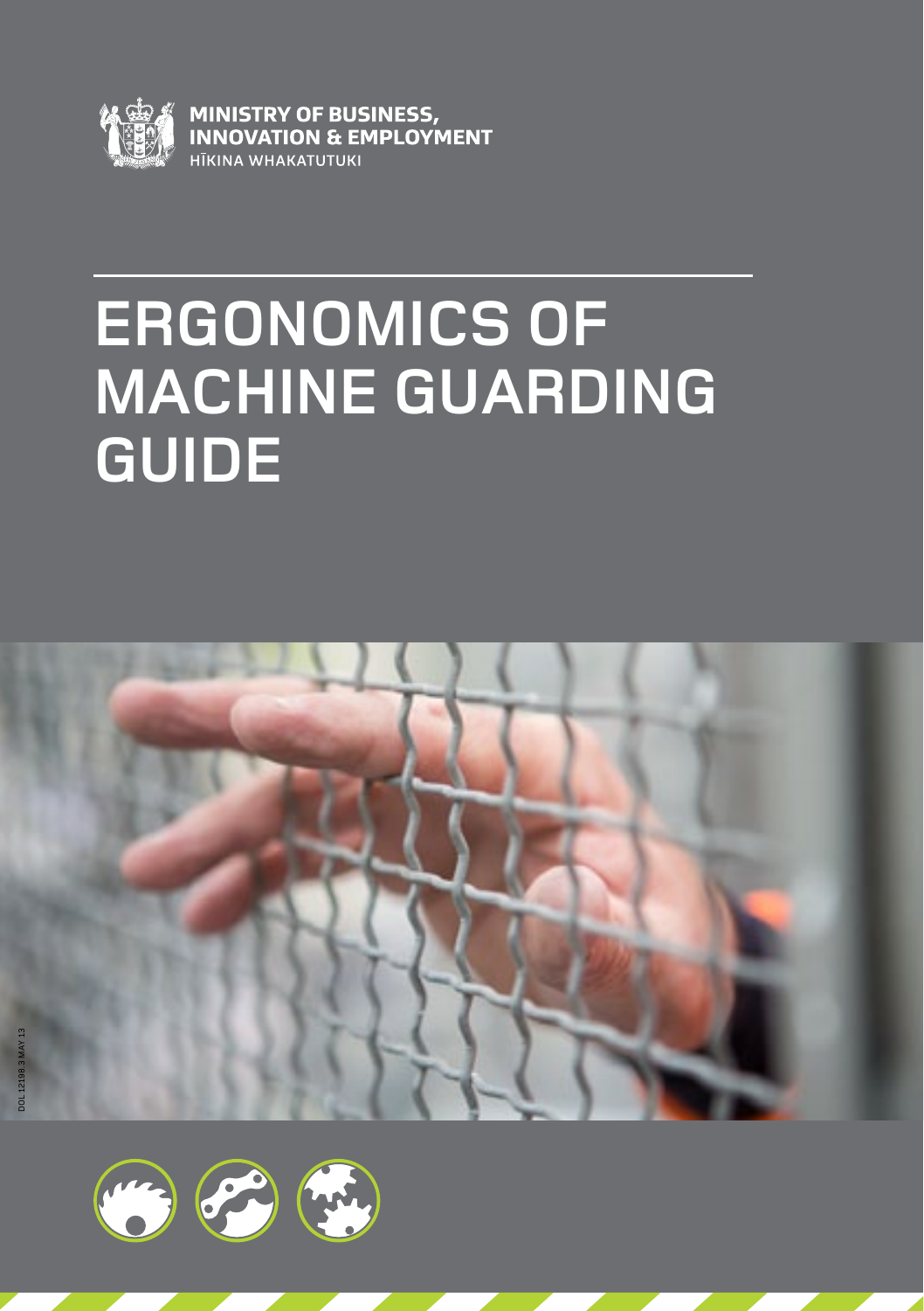MINISTRY OF BUSINESS, INNOVATION & EMPLOYMENT
HĪKINA WHAKATUTUKI

# ERGONOMICS OF MACHINE GUARDING GUIDE

DOL 12198.3 MAY 13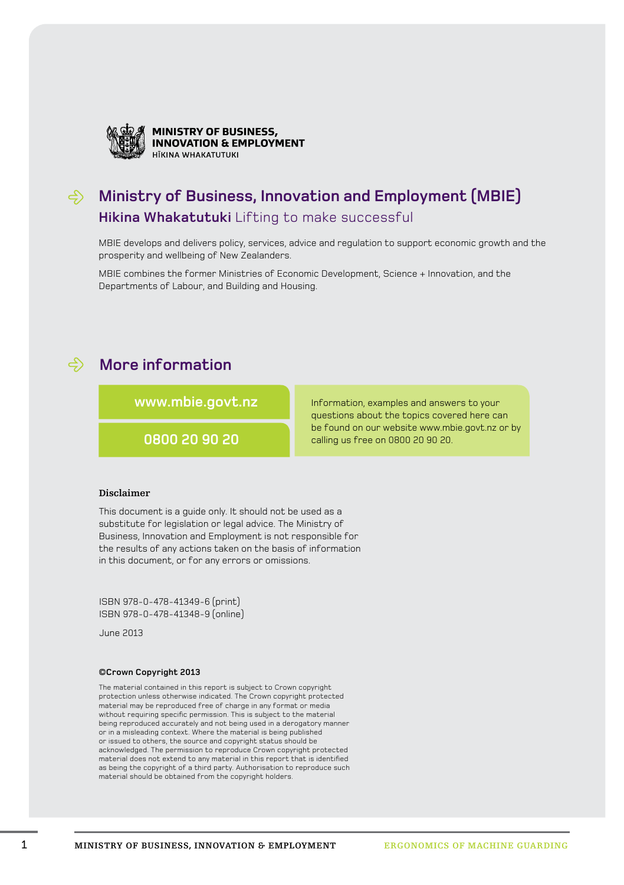MINISTRY OF BUSINESS, INNOVATION & EMPLOYMENT
HĪKINA WHAKATUTUKI

## Ministry of Business, Innovation and Employment (MBIE)

**Hikina Whakatutuki** Lifting to make successful

MBIE develops and delivers policy, services, advice and regulation to support economic growth and the prosperity and wellbeing of New Zealanders.

MBIE combines the former Ministries of Economic Development, Science + Innovation, and the Departments of Labour, and Building and Housing.

## More information

**www.mbie.govt.nz**

**0800 20 90 20**

Information, examples and answers to your questions about the topics covered here can be found on our website www.mbie.govt.nz or by calling us free on 0800 20 90 20.

**Disclaimer**

This document is a guide only. It should not be used as a substitute for legislation or legal advice. The Ministry of Business, Innovation and Employment is not responsible for the results of any actions taken on the basis of information in this document, or for any errors or omissions.

ISBN 978-0-478-41349-6 (print)
ISBN 978-0-478-41348-9 (online)

June 2013

**©Crown Copyright 2013**

The material contained in this report is subject to Crown copyright protection unless otherwise indicated. The Crown copyright protected material may be reproduced free of charge in any format or media without requiring specific permission. This is subject to the material being reproduced accurately and not being used in a derogatory manner or in a misleading context. Where the material is being published or issued to others, the source and copyright status should be acknowledged. The permission to reproduce Crown copyright protected material does not extend to any material in this report that is identified as being the copyright of a third party. Authorisation to reproduce such material should be obtained from the copyright holders.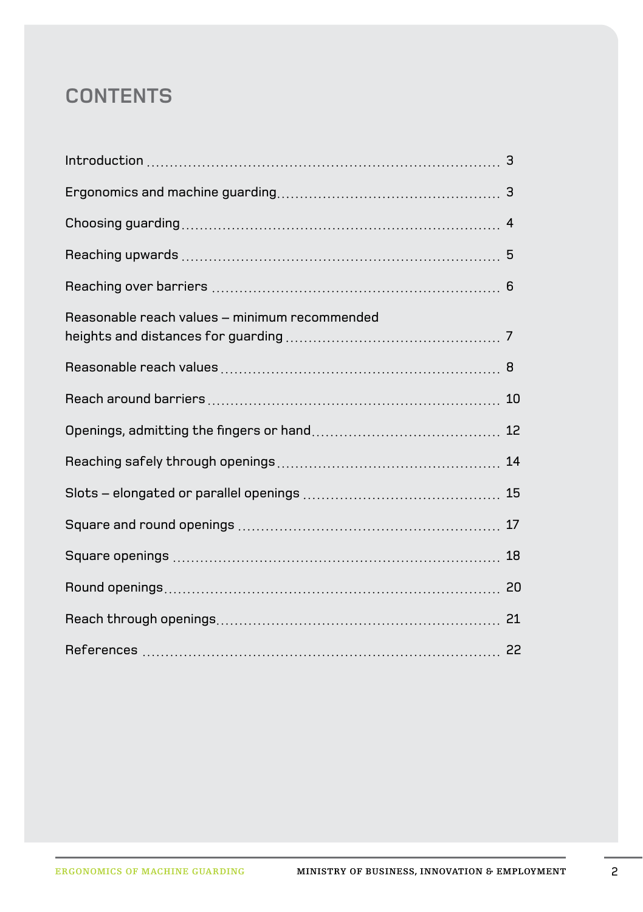# CONTENTS

| | |
|---|---|
| Introduction | 3 |
| Ergonomics and machine guarding | 3 |
| Choosing guarding | 4 |
| Reaching upwards | 5 |
| Reaching over barriers | 6 |
| Reasonable reach values – minimum recommended heights and distances for guarding | 7 |
| Reasonable reach values | 8 |
| Reach around barriers | 10 |
| Openings, admitting the fingers or hand | 12 |
| Reaching safely through openings | 14 |
| Slots – elongated or parallel openings | 15 |
| Square and round openings | 17 |
| Square openings | 18 |
| Round openings | 20 |
| Reach through openings | 21 |
| References | 22 |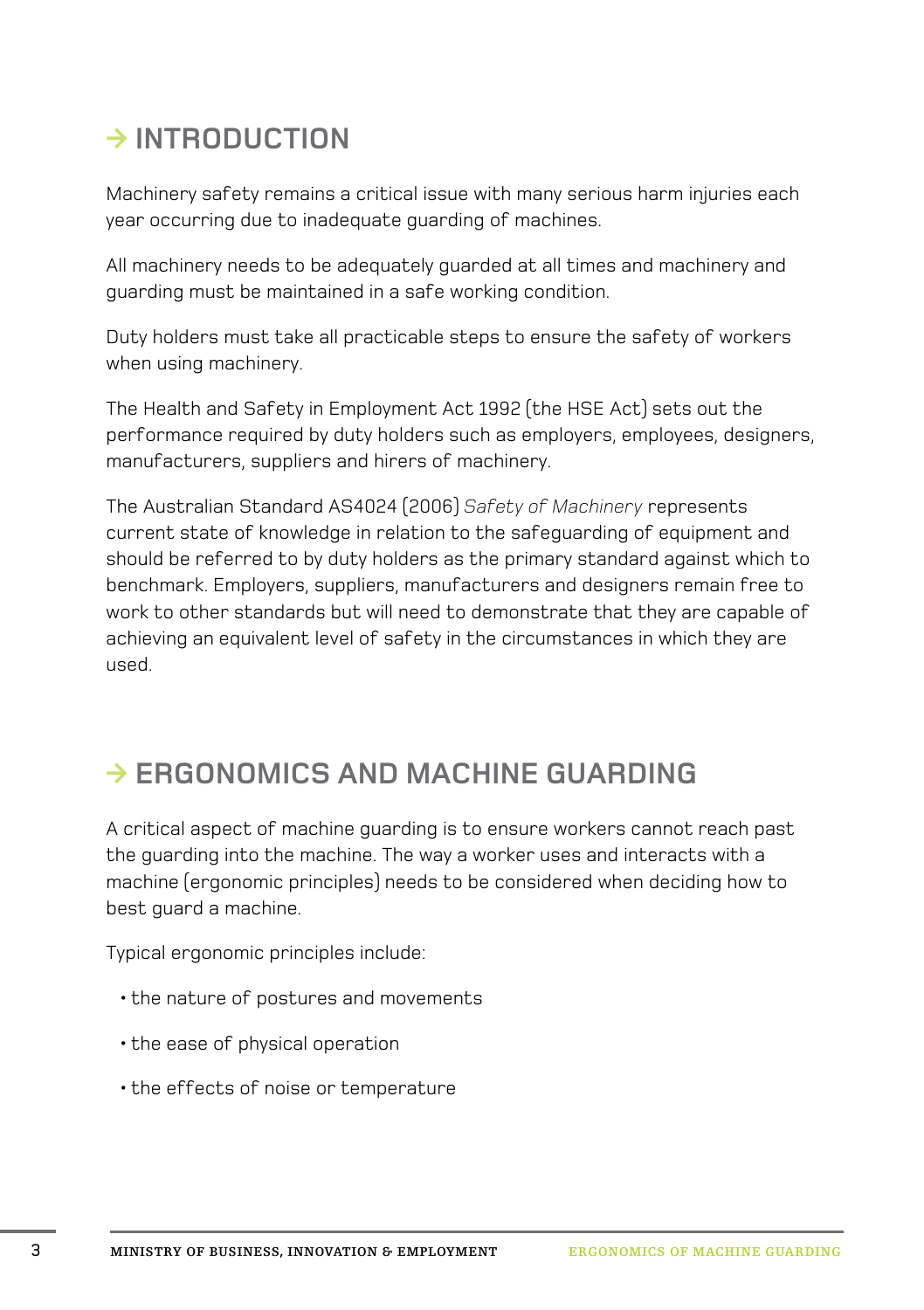## → INTRODUCTION

Machinery safety remains a critical issue with many serious harm injuries each year occurring due to inadequate guarding of machines.

All machinery needs to be adequately guarded at all times and machinery and guarding must be maintained in a safe working condition.

Duty holders must take all practicable steps to ensure the safety of workers when using machinery.

The Health and Safety in Employment Act 1992 (the HSE Act) sets out the performance required by duty holders such as employers, employees, designers, manufacturers, suppliers and hirers of machinery.

The Australian Standard AS4024 (2006) *Safety of Machinery* represents current state of knowledge in relation to the safeguarding of equipment and should be referred to by duty holders as the primary standard against which to benchmark. Employers, suppliers, manufacturers and designers remain free to work to other standards but will need to demonstrate that they are capable of achieving an equivalent level of safety in the circumstances in which they are used.

## → ERGONOMICS AND MACHINE GUARDING

A critical aspect of machine guarding is to ensure workers cannot reach past the guarding into the machine. The way a worker uses and interacts with a machine (ergonomic principles) needs to be considered when deciding how to best guard a machine.

Typical ergonomic principles include:

- the nature of postures and movements
- the ease of physical operation
- the effects of noise or temperature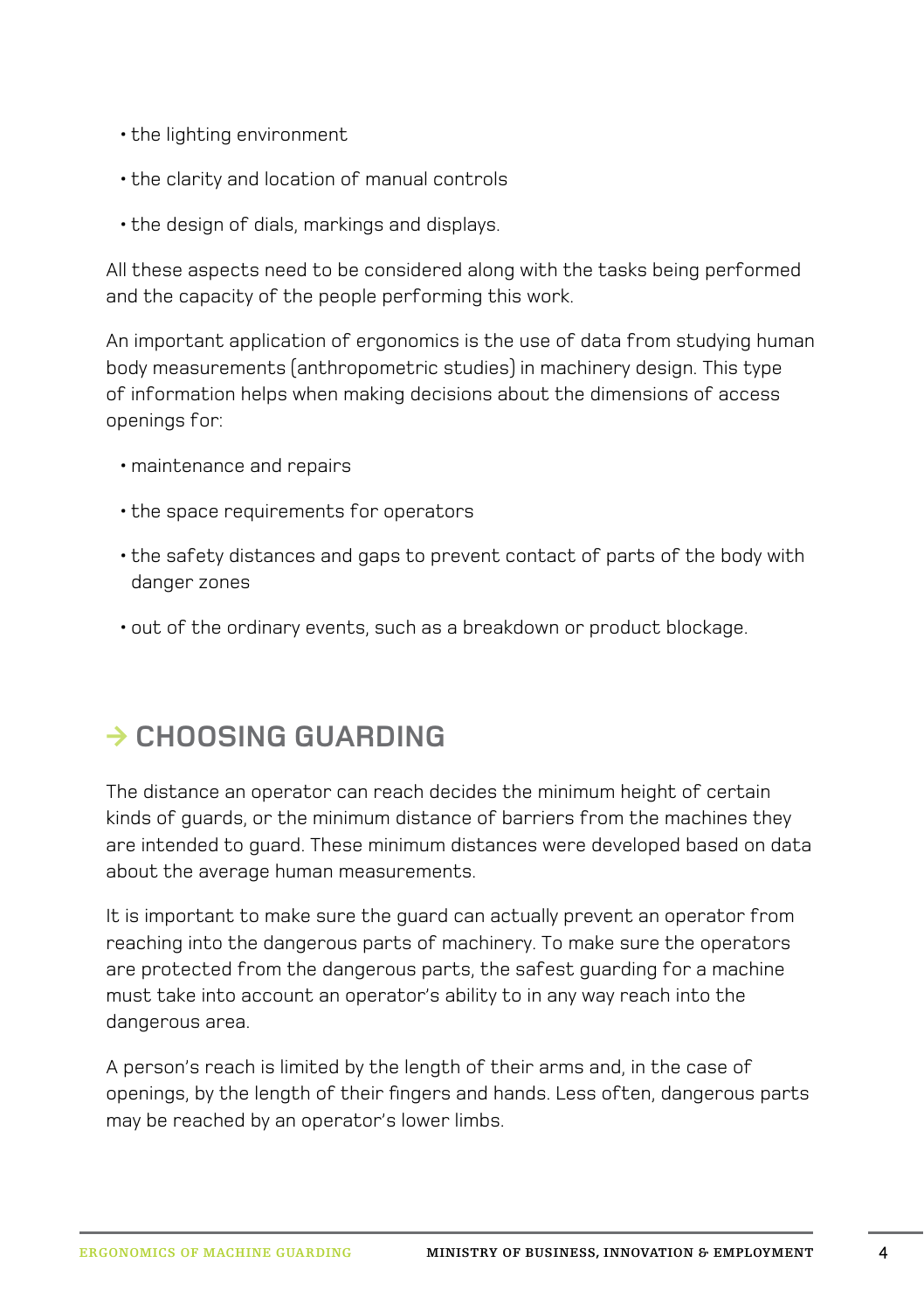- the lighting environment
- the clarity and location of manual controls
- the design of dials, markings and displays.

All these aspects need to be considered along with the tasks being performed and the capacity of the people performing this work.

An important application of ergonomics is the use of data from studying human body measurements (anthropometric studies) in machinery design. This type of information helps when making decisions about the dimensions of access openings for:

- maintenance and repairs
- the space requirements for operators
- the safety distances and gaps to prevent contact of parts of the body with danger zones
- out of the ordinary events, such as a breakdown or product blockage.

## → CHOOSING GUARDING

The distance an operator can reach decides the minimum height of certain kinds of guards, or the minimum distance of barriers from the machines they are intended to guard. These minimum distances were developed based on data about the average human measurements.

It is important to make sure the guard can actually prevent an operator from reaching into the dangerous parts of machinery. To make sure the operators are protected from the dangerous parts, the safest guarding for a machine must take into account an operator's ability to in any way reach into the dangerous area.

A person's reach is limited by the length of their arms and, in the case of openings, by the length of their fingers and hands. Less often, dangerous parts may be reached by an operator's lower limbs.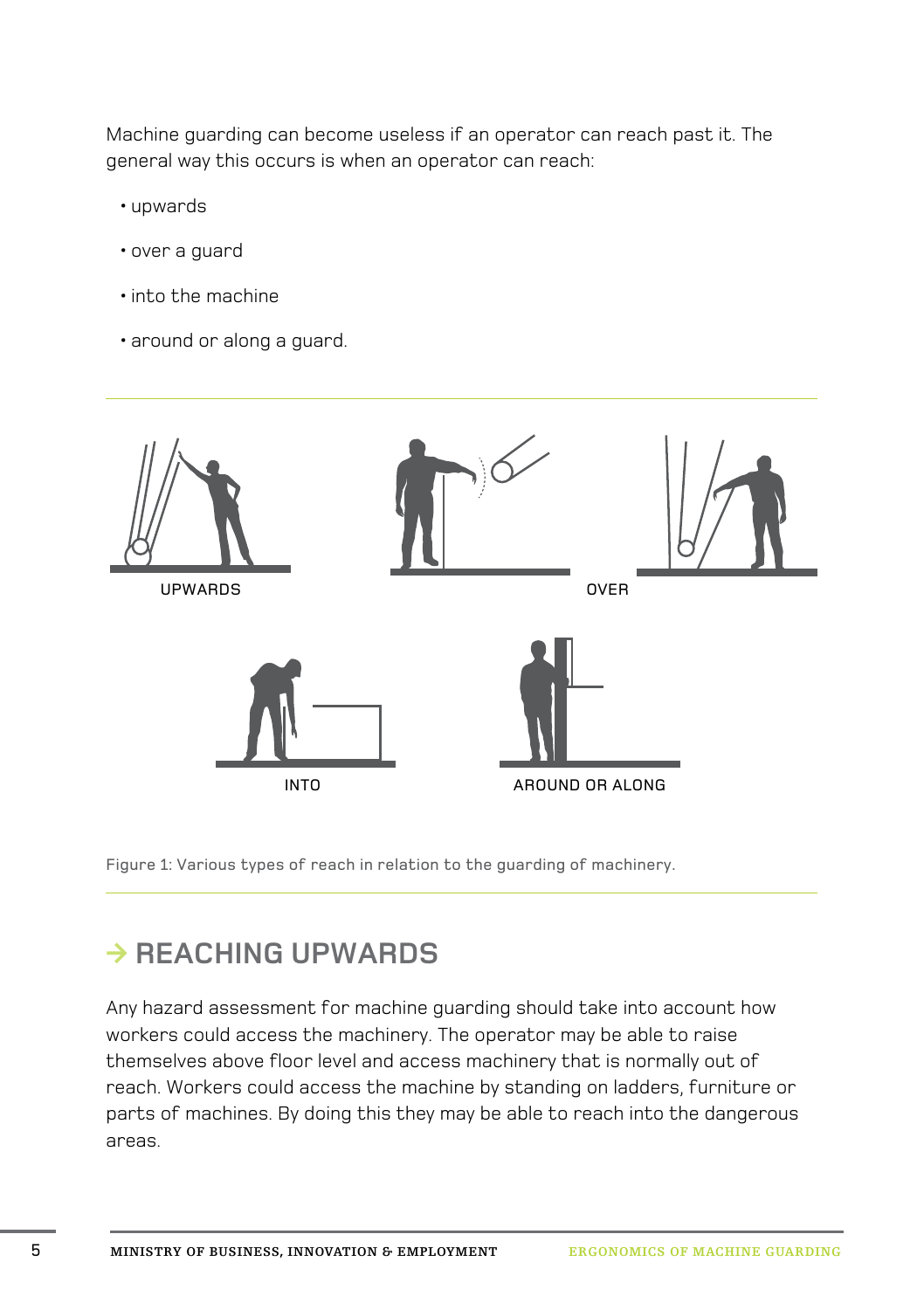Machine guarding can become useless if an operator can reach past it. The general way this occurs is when an operator can reach:

- upwards
- over a guard
- into the machine
- around or along a guard.

UPWARDS

OVER

INTO

AROUND OR ALONG

Figure 1: Various types of reach in relation to the guarding of machinery.

## → REACHING UPWARDS

Any hazard assessment for machine guarding should take into account how workers could access the machinery. The operator may be able to raise themselves above floor level and access machinery that is normally out of reach. Workers could access the machine by standing on ladders, furniture or parts of machines. By doing this they may be able to reach into the dangerous areas.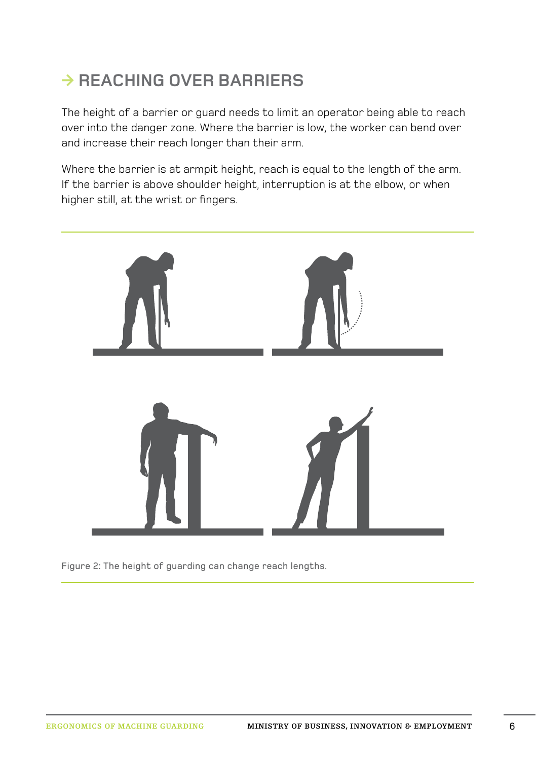## → REACHING OVER BARRIERS

The height of a barrier or guard needs to limit an operator being able to reach over into the danger zone. Where the barrier is low, the worker can bend over and increase their reach longer than their arm.

Where the barrier is at armpit height, reach is equal to the length of the arm. If the barrier is above shoulder height, interruption is at the elbow, or when higher still, at the wrist or fingers.

Figure 2: The height of guarding can change reach lengths.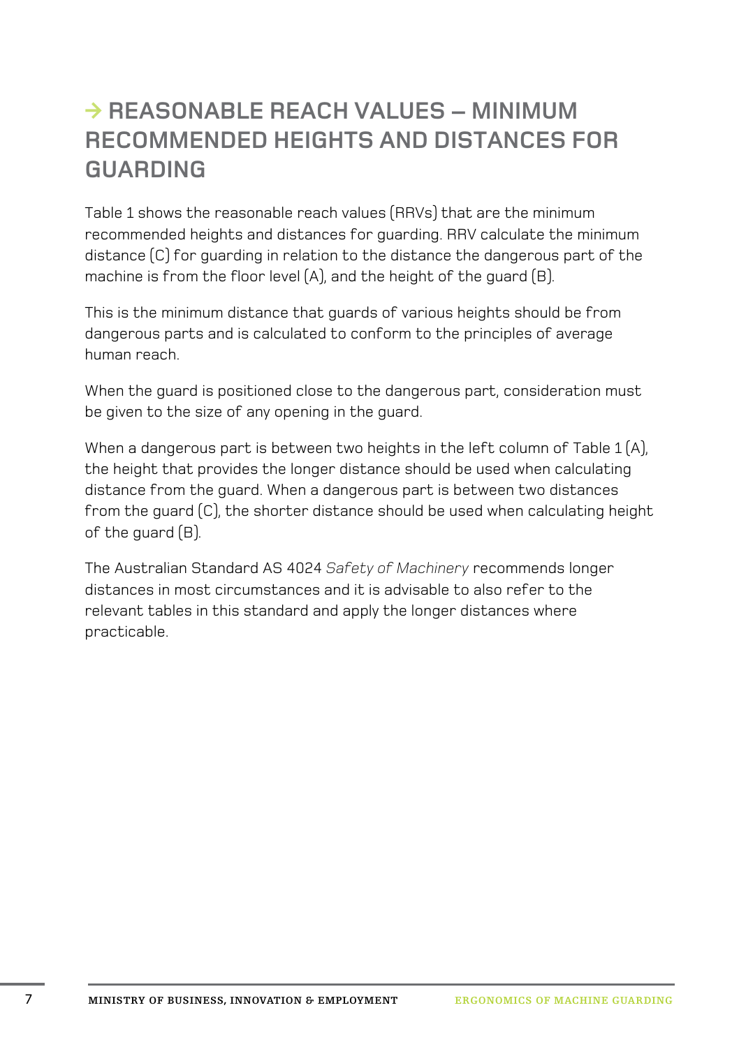# → REASONABLE REACH VALUES – MINIMUM RECOMMENDED HEIGHTS AND DISTANCES FOR GUARDING

Table 1 shows the reasonable reach values (RRVs) that are the minimum recommended heights and distances for guarding. RRV calculate the minimum distance (C) for guarding in relation to the distance the dangerous part of the machine is from the floor level (A), and the height of the guard (B).

This is the minimum distance that guards of various heights should be from dangerous parts and is calculated to conform to the principles of average human reach.

When the guard is positioned close to the dangerous part, consideration must be given to the size of any opening in the guard.

When a dangerous part is between two heights in the left column of Table 1 (A), the height that provides the longer distance should be used when calculating distance from the guard. When a dangerous part is between two distances from the guard (C), the shorter distance should be used when calculating height of the guard (B).

The Australian Standard AS 4024 *Safety of Machinery* recommends longer distances in most circumstances and it is advisable to also refer to the relevant tables in this standard and apply the longer distances where practicable.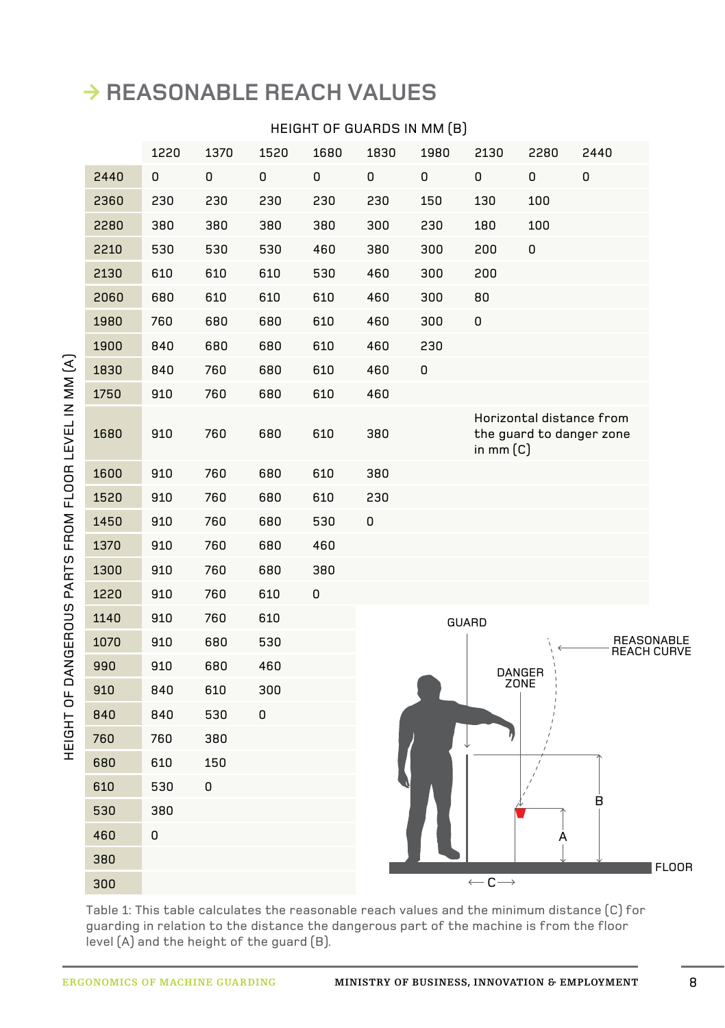# → REASONABLE REACH VALUES

| HEIGHT OF DANGEROUS PARTS FROM FLOOR LEVEL IN MM (A) | HEIGHT OF GUARDS IN MM (B) | | | | | | | | |
|---|---|---|---|---|---|---|---|---|---|
| | 1220 | 1370 | 1520 | 1680 | 1830 | 1980 | 2130 | 2280 | 2440 |
| 2440 | 0 | 0 | 0 | 0 | 0 | 0 | 0 | 0 | 0 |
| 2360 | 230 | 230 | 230 | 230 | 230 | 150 | 130 | 100 | |
| 2280 | 380 | 380 | 380 | 380 | 300 | 230 | 180 | 100 | |
| 2210 | 530 | 530 | 530 | 460 | 380 | 300 | 200 | 0 | |
| 2130 | 610 | 610 | 610 | 530 | 460 | 300 | 200 | | |
| 2060 | 680 | 610 | 610 | 610 | 460 | 300 | 80 | | |
| 1980 | 760 | 680 | 680 | 610 | 460 | 300 | 0 | | |
| 1900 | 840 | 680 | 680 | 610 | 460 | 230 | | | |
| 1830 | 840 | 760 | 680 | 610 | 460 | 0 | | | |
| 1750 | 910 | 760 | 680 | 610 | 460 | | | | |
| 1680 | 910 | 760 | 680 | 610 | 380 | | | | |
| 1600 | 910 | 760 | 680 | 610 | 380 | | | | |
| 1520 | 910 | 760 | 680 | 610 | 230 | | | | |
| 1450 | 910 | 760 | 680 | 530 | 0 | | | | |
| 1370 | 910 | 760 | 680 | 460 | | | | | |
| 1300 | 910 | 760 | 680 | 380 | | | | | |
| 1220 | 910 | 760 | 610 | 0 | | | | | |
| 1140 | 910 | 760 | 610 | | | | | | |
| 1070 | 910 | 680 | 530 | | | | | | |
| 990 | 910 | 680 | 460 | | | | | | |
| 910 | 840 | 610 | 300 | | | | | | |
| 840 | 840 | 530 | 0 | | | | | | |
| 760 | 760 | 380 | | | | | | | |
| 680 | 610 | 150 | | | | | | | |
| 610 | 530 | 0 | | | | | | | |
| 530 | 380 | | | | | | | | |
| 460 | 0 | | | | | | | | |
| 380 | | | | | | | | | |
| 300 | | | | | | | | | |

Horizontal distance from the guard to danger zone in mm (C)

GUARD — REASONABLE REACH CURVE — DANGER ZONE — A — B — C — FLOOR

Table 1: This table calculates the reasonable reach values and the minimum distance (C) for guarding in relation to the distance the dangerous part of the machine is from the floor level (A) and the height of the guard (B).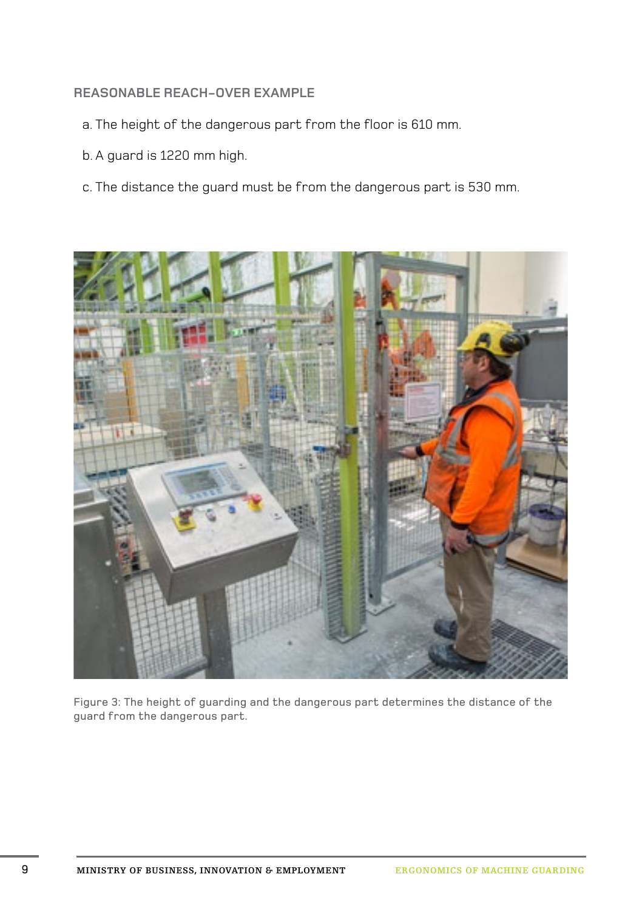### REASONABLE REACH-OVER EXAMPLE

a. The height of the dangerous part from the floor is 610 mm.

b. A guard is 1220 mm high.

c. The distance the guard must be from the dangerous part is 530 mm.

Figure 3: The height of guarding and the dangerous part determines the distance of the guard from the dangerous part.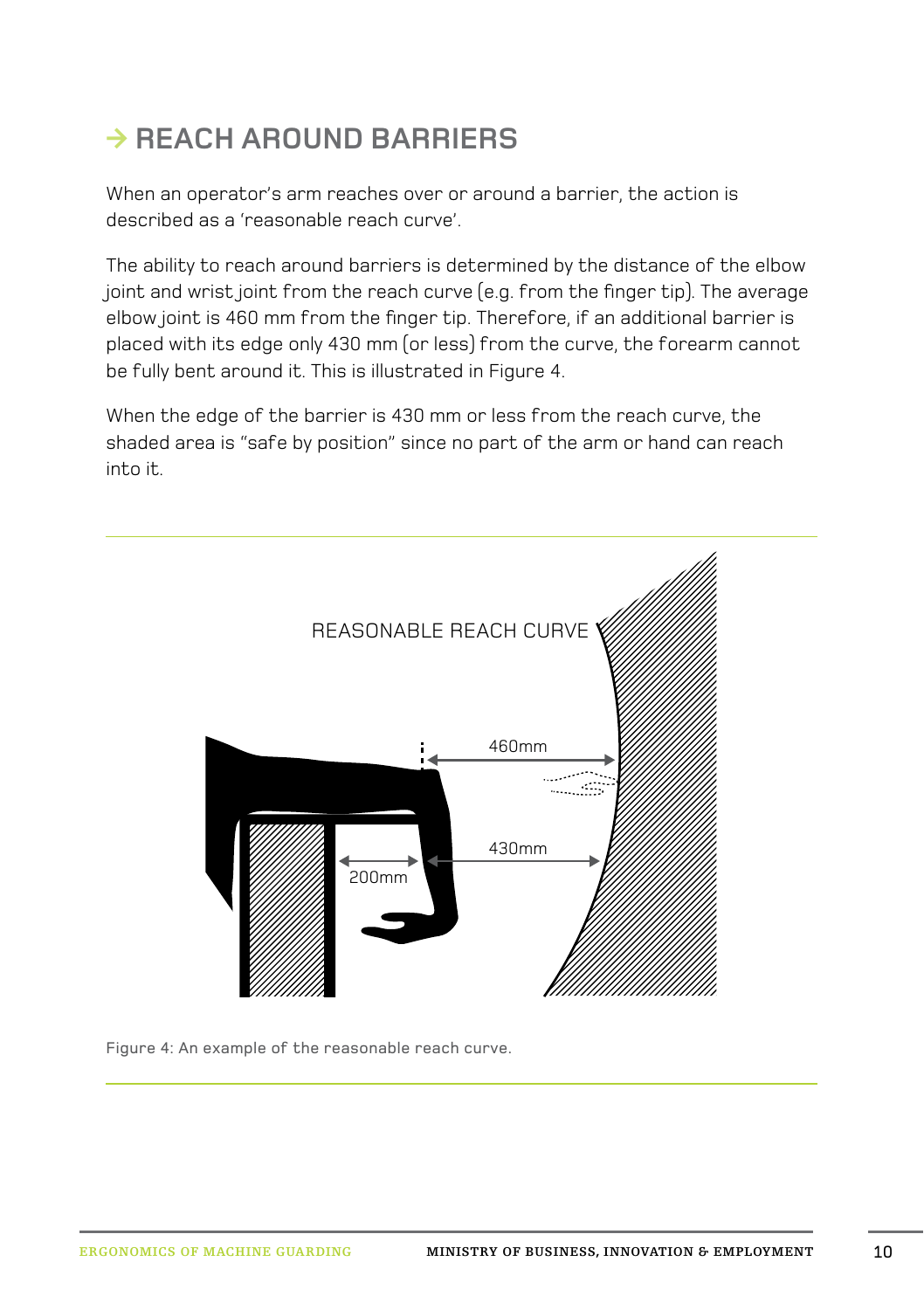## → REACH AROUND BARRIERS

When an operator's arm reaches over or around a barrier, the action is described as a 'reasonable reach curve'.

The ability to reach around barriers is determined by the distance of the elbow joint and wrist joint from the reach curve (e.g. from the finger tip). The average elbow joint is 460 mm from the finger tip. Therefore, if an additional barrier is placed with its edge only 430 mm (or less) from the curve, the forearm cannot be fully bent around it. This is illustrated in Figure 4.

When the edge of the barrier is 430 mm or less from the reach curve, the shaded area is "safe by position" since no part of the arm or hand can reach into it.

REASONABLE REACH CURVE

460mm

430mm

200mm

Figure 4: An example of the reasonable reach curve.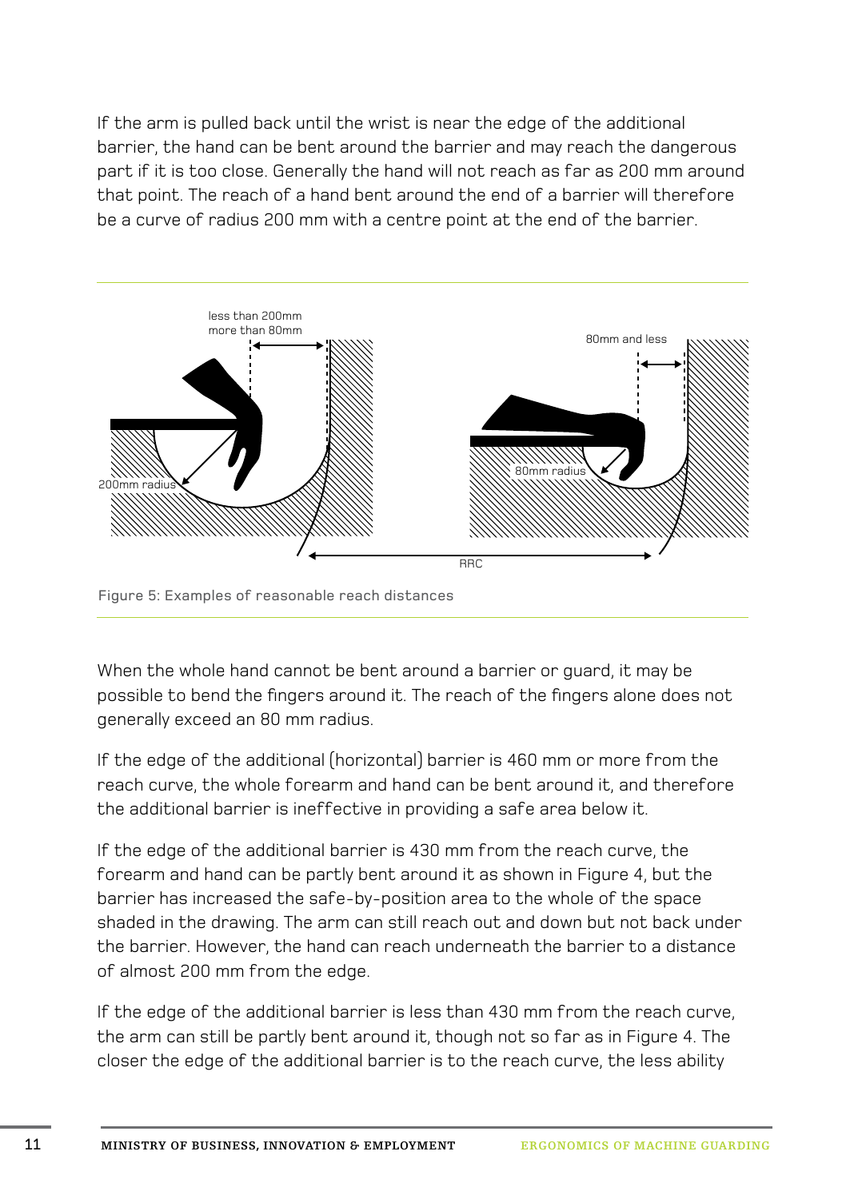If the arm is pulled back until the wrist is near the edge of the additional barrier, the hand can be bent around the barrier and may reach the dangerous part if it is too close. Generally the hand will not reach as far as 200 mm around that point. The reach of a hand bent around the end of a barrier will therefore be a curve of radius 200 mm with a centre point at the end of the barrier.

Figure 5: Examples of reasonable reach distances

When the whole hand cannot be bent around a barrier or guard, it may be possible to bend the fingers around it. The reach of the fingers alone does not generally exceed an 80 mm radius.

If the edge of the additional (horizontal) barrier is 460 mm or more from the reach curve, the whole forearm and hand can be bent around it, and therefore the additional barrier is ineffective in providing a safe area below it.

If the edge of the additional barrier is 430 mm from the reach curve, the forearm and hand can be partly bent around it as shown in Figure 4, but the barrier has increased the safe-by-position area to the whole of the space shaded in the drawing. The arm can still reach out and down but not back under the barrier. However, the hand can reach underneath the barrier to a distance of almost 200 mm from the edge.

If the edge of the additional barrier is less than 430 mm from the reach curve, the arm can still be partly bent around it, though not so far as in Figure 4. The closer the edge of the additional barrier is to the reach curve, the less ability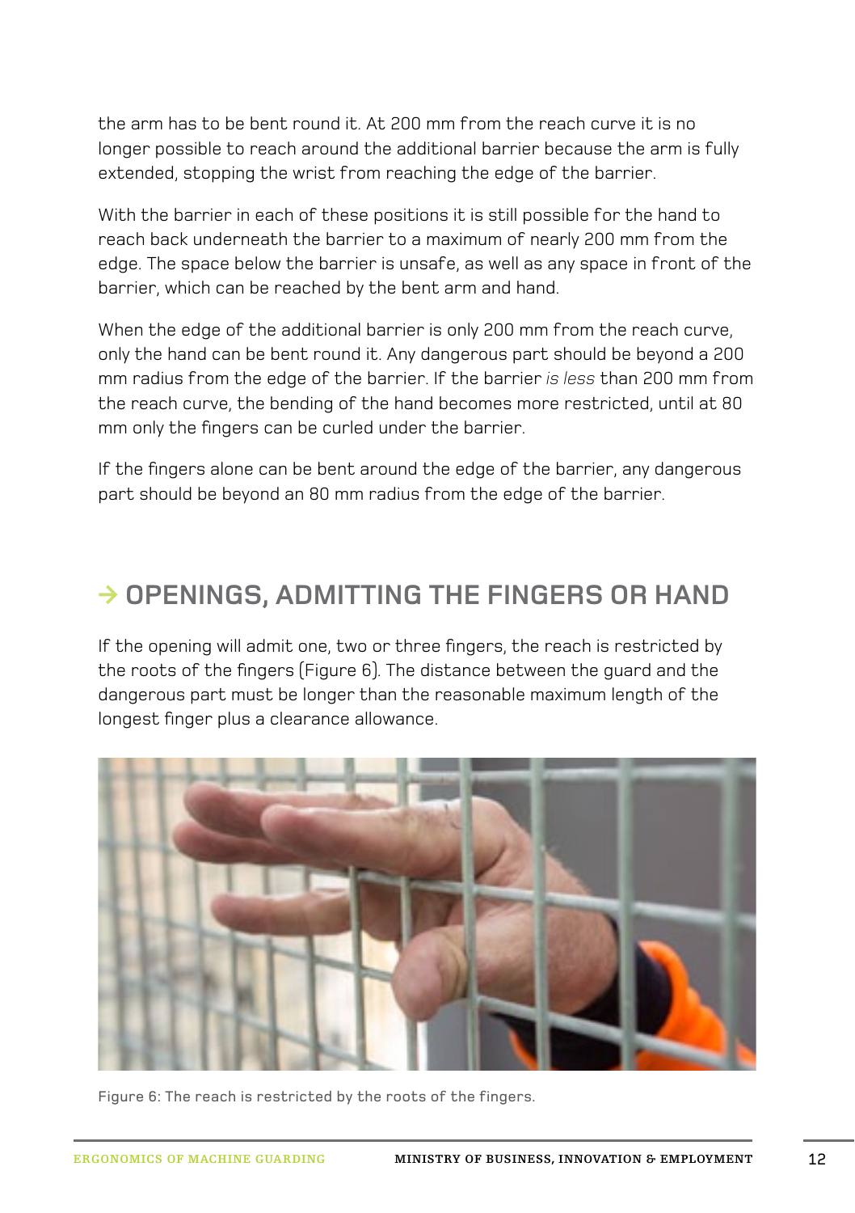the arm has to be bent round it. At 200 mm from the reach curve it is no longer possible to reach around the additional barrier because the arm is fully extended, stopping the wrist from reaching the edge of the barrier.

With the barrier in each of these positions it is still possible for the hand to reach back underneath the barrier to a maximum of nearly 200 mm from the edge. The space below the barrier is unsafe, as well as any space in front of the barrier, which can be reached by the bent arm and hand.

When the edge of the additional barrier is only 200 mm from the reach curve, only the hand can be bent round it. Any dangerous part should be beyond a 200 mm radius from the edge of the barrier. If the barrier *is less* than 200 mm from the reach curve, the bending of the hand becomes more restricted, until at 80 mm only the fingers can be curled under the barrier.

If the fingers alone can be bent around the edge of the barrier, any dangerous part should be beyond an 80 mm radius from the edge of the barrier.

## → OPENINGS, ADMITTING THE FINGERS OR HAND

If the opening will admit one, two or three fingers, the reach is restricted by the roots of the fingers (Figure 6). The distance between the guard and the dangerous part must be longer than the reasonable maximum length of the longest finger plus a clearance allowance.

Figure 6: The reach is restricted by the roots of the fingers.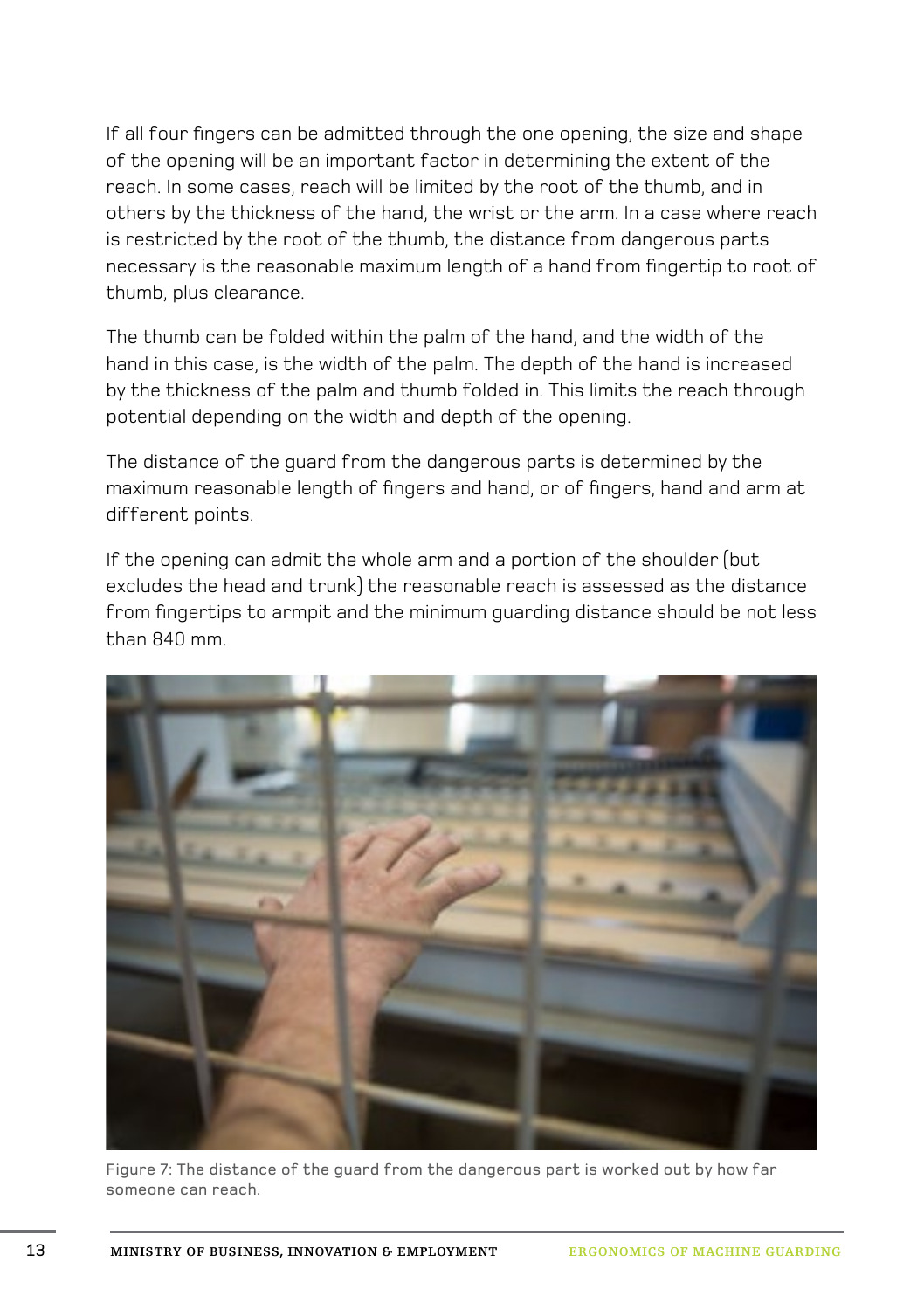If all four fingers can be admitted through the one opening, the size and shape of the opening will be an important factor in determining the extent of the reach. In some cases, reach will be limited by the root of the thumb, and in others by the thickness of the hand, the wrist or the arm. In a case where reach is restricted by the root of the thumb, the distance from dangerous parts necessary is the reasonable maximum length of a hand from fingertip to root of thumb, plus clearance.

The thumb can be folded within the palm of the hand, and the width of the hand in this case, is the width of the palm. The depth of the hand is increased by the thickness of the palm and thumb folded in. This limits the reach through potential depending on the width and depth of the opening.

The distance of the guard from the dangerous parts is determined by the maximum reasonable length of fingers and hand, or of fingers, hand and arm at different points.

If the opening can admit the whole arm and a portion of the shoulder (but excludes the head and trunk) the reasonable reach is assessed as the distance from fingertips to armpit and the minimum guarding distance should be not less than 840 mm.

Figure 7: The distance of the guard from the dangerous part is worked out by how far someone can reach.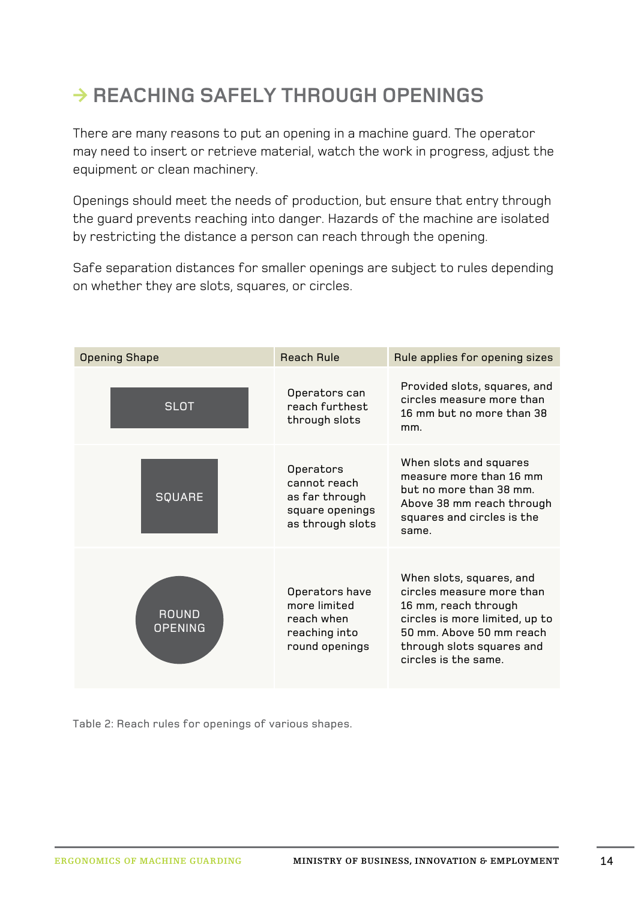## → REACHING SAFELY THROUGH OPENINGS

There are many reasons to put an opening in a machine guard. The operator may need to insert or retrieve material, watch the work in progress, adjust the equipment or clean machinery.

Openings should meet the needs of production, but ensure that entry through the guard prevents reaching into danger. Hazards of the machine are isolated by restricting the distance a person can reach through the opening.

Safe separation distances for smaller openings are subject to rules depending on whether they are slots, squares, or circles.

| Opening Shape | Reach Rule | Rule applies for opening sizes |
|---|---|---|
| SLOT | Operators can reach furthest through slots | Provided slots, squares, and circles measure more than 16 mm but no more than 38 mm. |
| SQUARE | Operators cannot reach as far through square openings as through slots | When slots and squares measure more than 16 mm but no more than 38 mm. Above 38 mm reach through squares and circles is the same. |
| ROUND OPENING | Operators have more limited reach when reaching into round openings | When slots, squares, and circles measure more than 16 mm, reach through circles is more limited, up to 50 mm. Above 50 mm reach through slots squares and circles is the same. |

Table 2: Reach rules for openings of various shapes.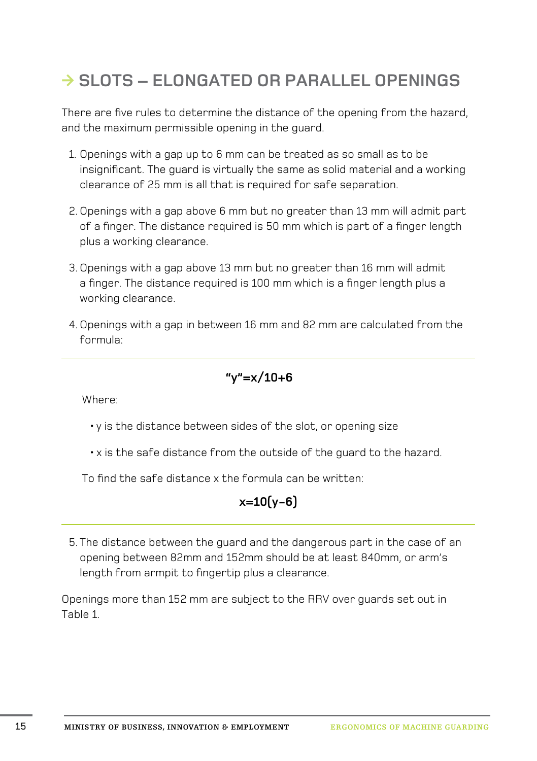## → SLOTS – ELONGATED OR PARALLEL OPENINGS

There are five rules to determine the distance of the opening from the hazard, and the maximum permissible opening in the guard.

1. Openings with a gap up to 6 mm can be treated as so small as to be insignificant. The guard is virtually the same as solid material and a working clearance of 25 mm is all that is required for safe separation.
2. Openings with a gap above 6 mm but no greater than 13 mm will admit part of a finger. The distance required is 50 mm which is part of a finger length plus a working clearance.
3. Openings with a gap above 13 mm but no greater than 16 mm will admit a finger. The distance required is 100 mm which is a finger length plus a working clearance.
4. Openings with a gap in between 16 mm and 82 mm are calculated from the formula:

$$\text{"}y\text{"} = x/10 + 6$$

Where:

- y is the distance between sides of the slot, or opening size
- x is the safe distance from the outside of the guard to the hazard.

To find the safe distance x the formula can be written:

$$x = 10(y - 6)$$

5. The distance between the guard and the dangerous part in the case of an opening between 82mm and 152mm should be at least 840mm, or arm's length from armpit to fingertip plus a clearance.

Openings more than 152 mm are subject to the RRV over guards set out in Table 1.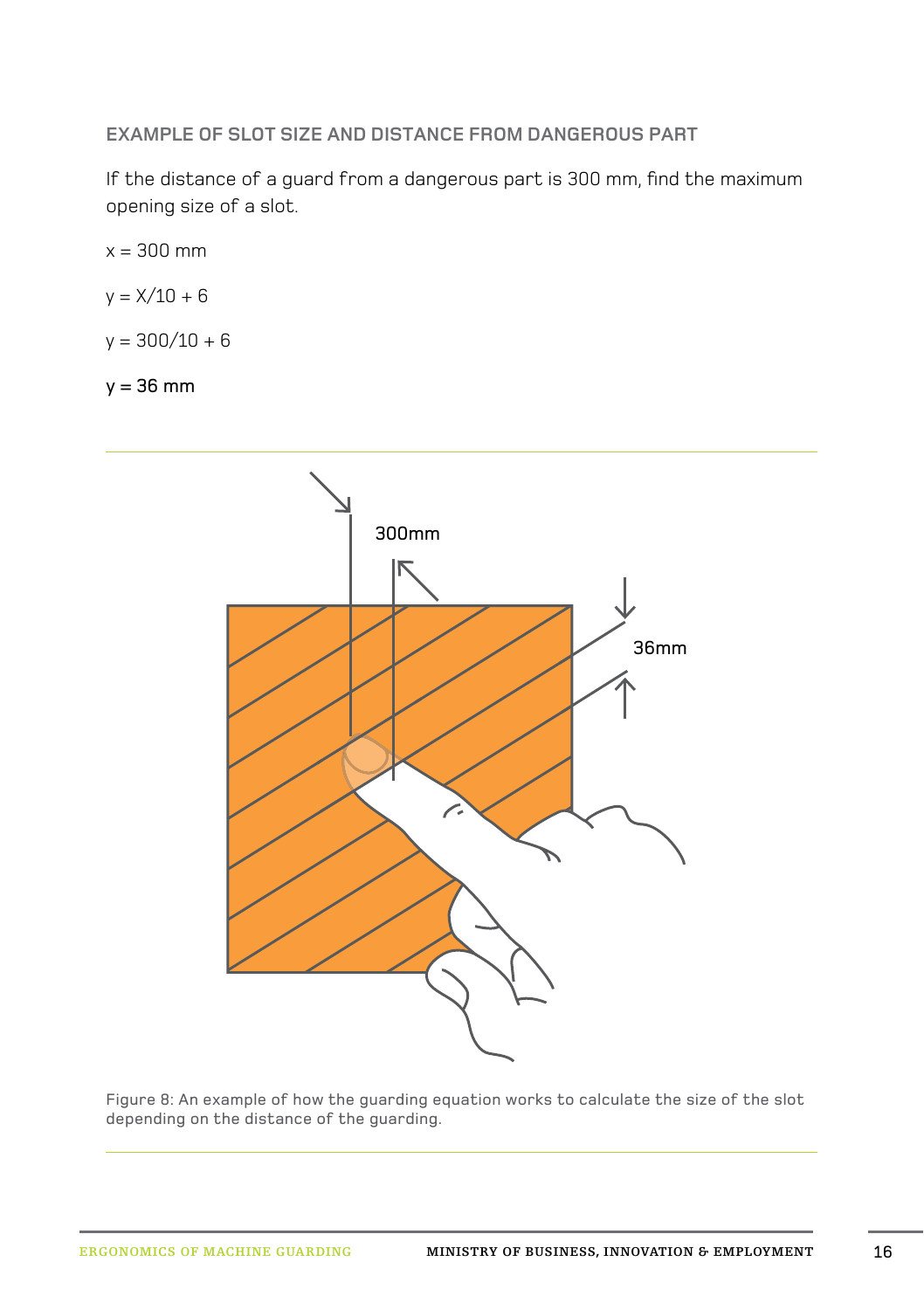### EXAMPLE OF SLOT SIZE AND DISTANCE FROM DANGEROUS PART

If the distance of a guard from a dangerous part is 300 mm, find the maximum opening size of a slot.

$x = 300$ mm

$y = X/10 + 6$

$y = 300/10 + 6$

**$y = 36$ mm**

Figure 8: An example of how the guarding equation works to calculate the size of the slot depending on the distance of the guarding.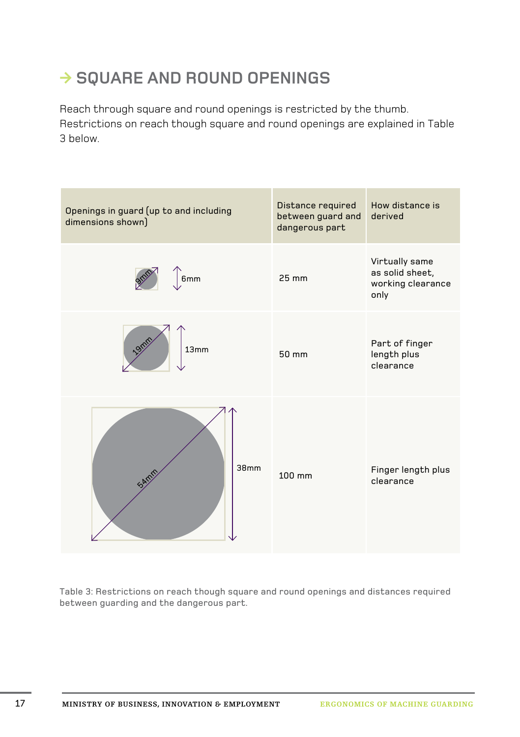## → SQUARE AND ROUND OPENINGS

Reach through square and round openings is restricted by the thumb. Restrictions on reach though square and round openings are explained in Table 3 below.

| Openings in guard (up to and including dimensions shown) | Distance required between guard and dangerous part | How distance is derived |
|---|---|---|
| 9mm, 6mm | 25 mm | Virtually same as solid sheet, working clearance only |
| 19mm, 13mm | 50 mm | Part of finger length plus clearance |
| 54mm, 38mm | 100 mm | Finger length plus clearance |

Table 3: Restrictions on reach though square and round openings and distances required between guarding and the dangerous part.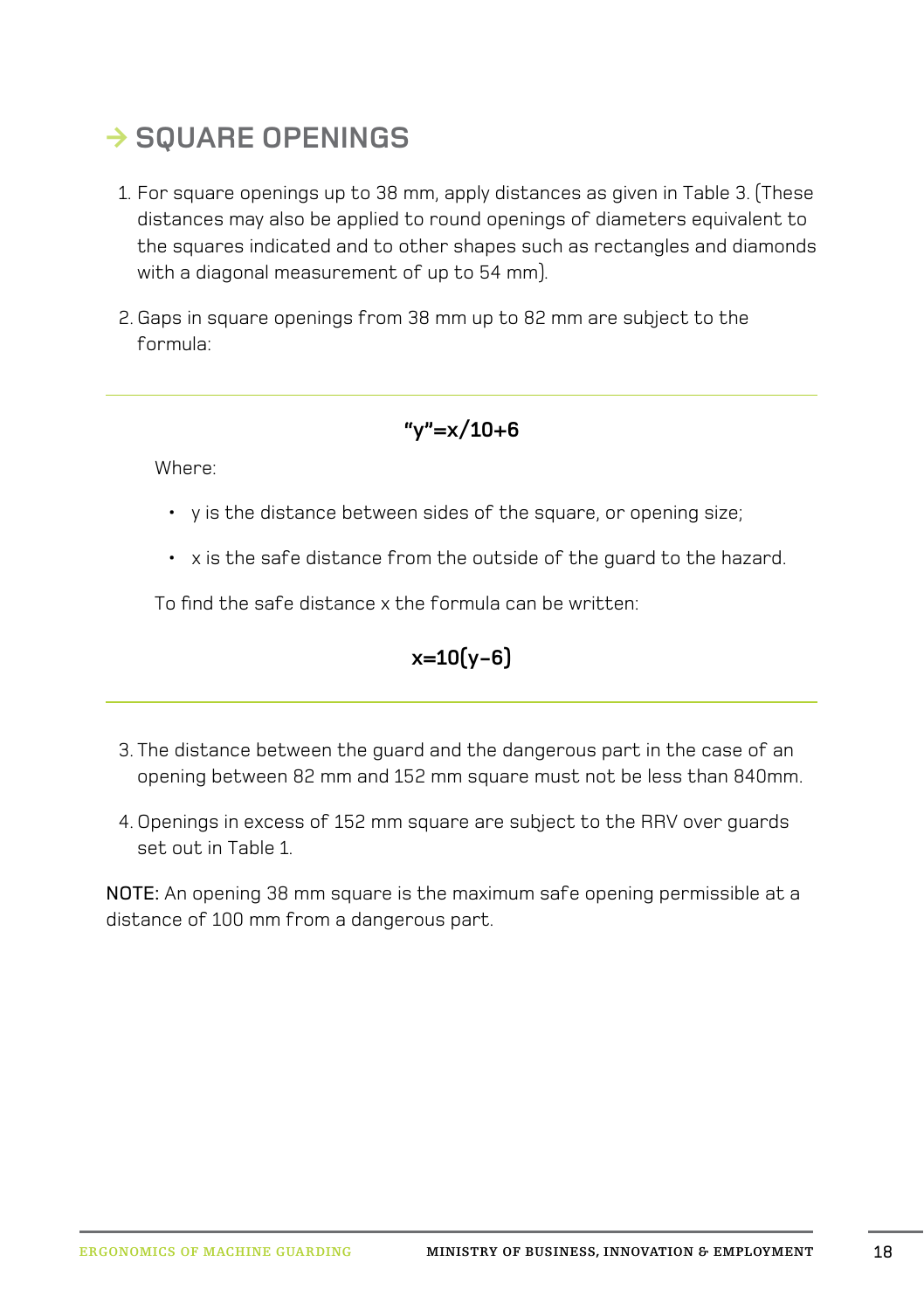## → SQUARE OPENINGS

1. For square openings up to 38 mm, apply distances as given in Table 3. (These distances may also be applied to round openings of diameters equivalent to the squares indicated and to other shapes such as rectangles and diamonds with a diagonal measurement of up to 54 mm).

2. Gaps in square openings from 38 mm up to 82 mm are subject to the formula:

---

$$\text{"}y\text{"} = x/10 + 6$$

Where:

- y is the distance between sides of the square, or opening size;
- x is the safe distance from the outside of the guard to the hazard.

To find the safe distance x the formula can be written:

$$x = 10(y - 6)$$

---

3. The distance between the guard and the dangerous part in the case of an opening between 82 mm and 152 mm square must not be less than 840mm.

4. Openings in excess of 152 mm square are subject to the RRV over guards set out in Table 1.

NOTE: An opening 38 mm square is the maximum safe opening permissible at a distance of 100 mm from a dangerous part.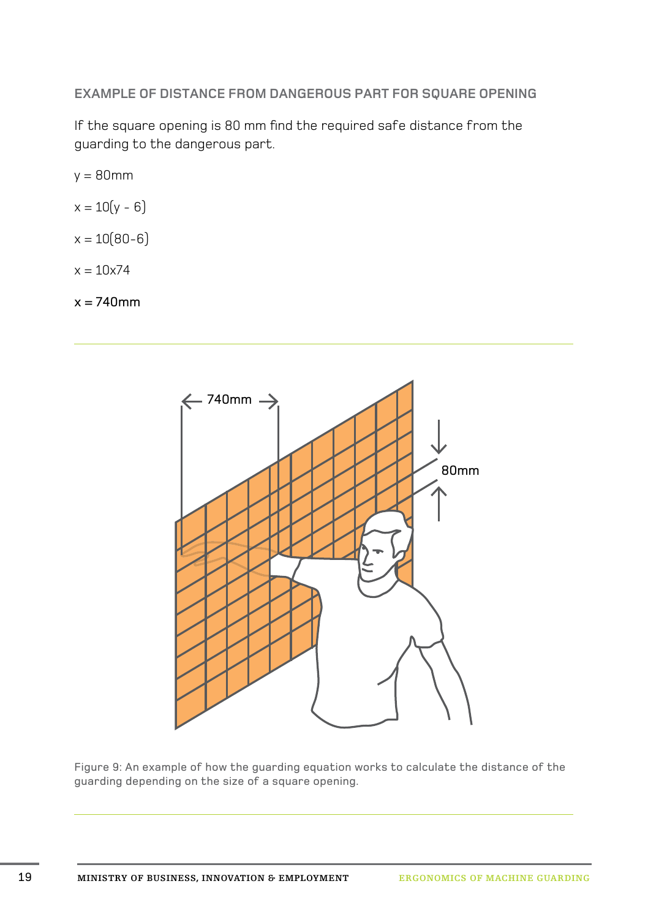### EXAMPLE OF DISTANCE FROM DANGEROUS PART FOR SQUARE OPENING

If the square opening is 80 mm find the required safe distance from the guarding to the dangerous part.

$y = 80\text{mm}$

$x = 10(y - 6)$

$x = 10(80-6)$

$x = 10 \times 74$

$x = 740\text{mm}$

Figure 9: An example of how the guarding equation works to calculate the distance of the guarding depending on the size of a square opening.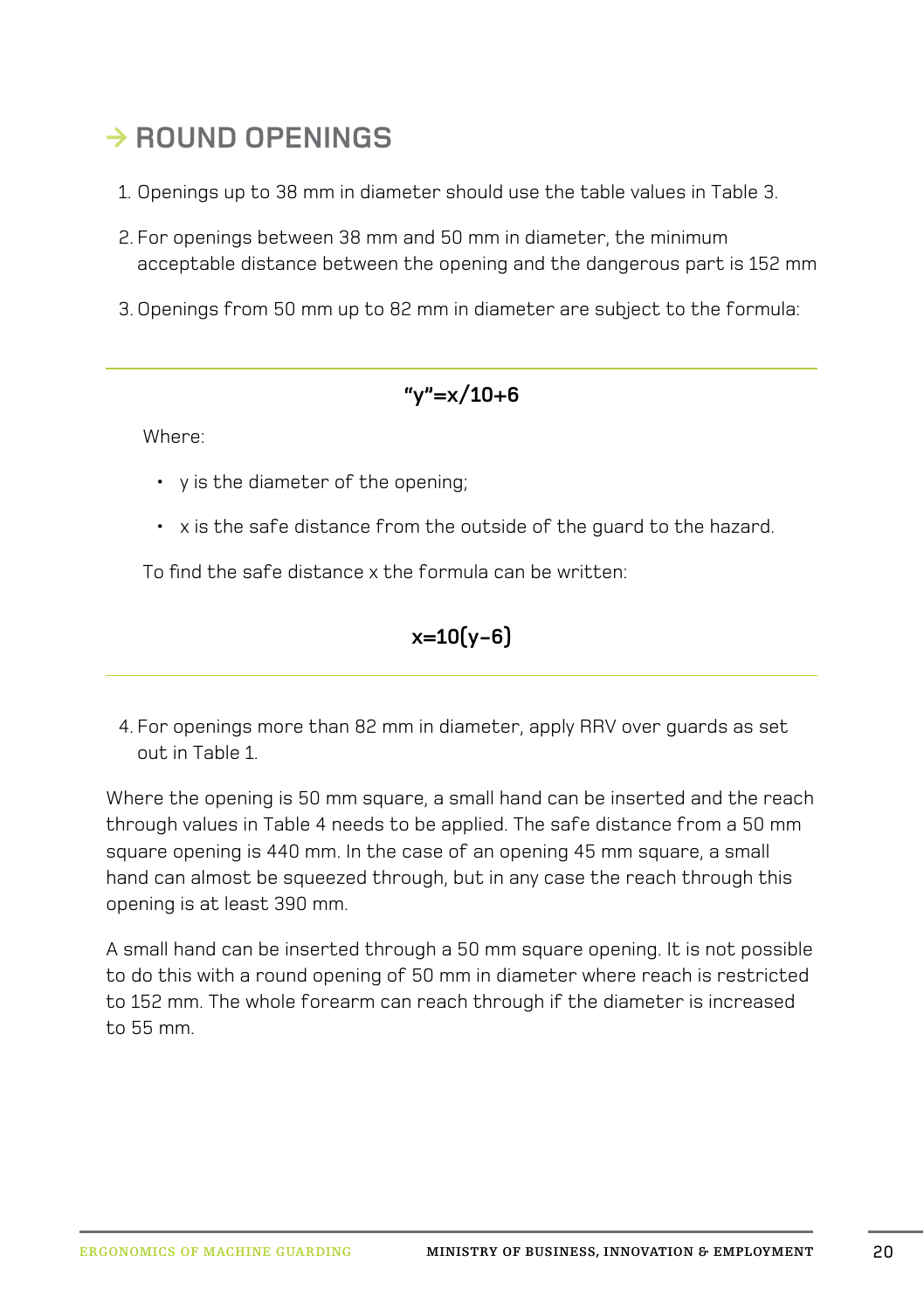## → ROUND OPENINGS

1. Openings up to 38 mm in diameter should use the table values in Table 3.
2. For openings between 38 mm and 50 mm in diameter, the minimum acceptable distance between the opening and the dangerous part is 152 mm
3. Openings from 50 mm up to 82 mm in diameter are subject to the formula:

---

$$\text{“}y\text{”} = x/10 + 6$$

Where:

- y is the diameter of the opening;
- x is the safe distance from the outside of the guard to the hazard.

To find the safe distance x the formula can be written:

$$x = 10(y - 6)$$

---

4. For openings more than 82 mm in diameter, apply RRV over guards as set out in Table 1.

Where the opening is 50 mm square, a small hand can be inserted and the reach through values in Table 4 needs to be applied. The safe distance from a 50 mm square opening is 440 mm. In the case of an opening 45 mm square, a small hand can almost be squeezed through, but in any case the reach through this opening is at least 390 mm.

A small hand can be inserted through a 50 mm square opening. It is not possible to do this with a round opening of 50 mm in diameter where reach is restricted to 152 mm. The whole forearm can reach through if the diameter is increased to 55 mm.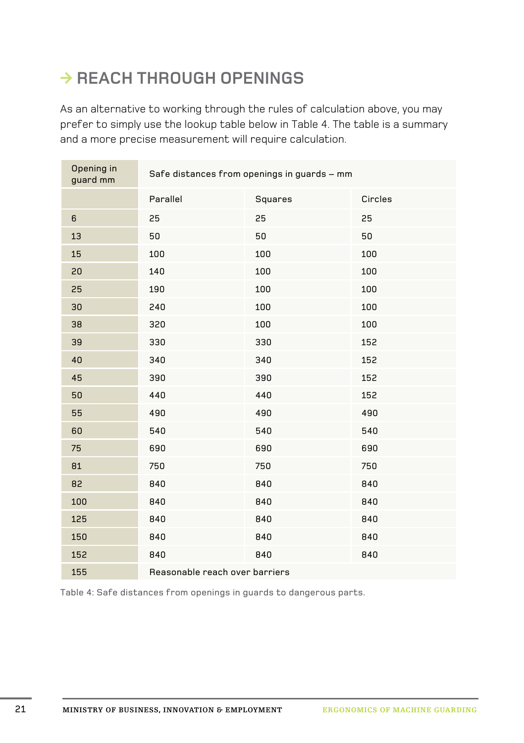## → REACH THROUGH OPENINGS

As an alternative to working through the rules of calculation above, you may prefer to simply use the lookup table below in Table 4. The table is a summary and a more precise measurement will require calculation.

| Opening in guard mm | Safe distances from openings in guards – mm | | |
|---|---|---|---|
| | Parallel | Squares | Circles |
| 6 | 25 | 25 | 25 |
| 13 | 50 | 50 | 50 |
| 15 | 100 | 100 | 100 |
| 20 | 140 | 100 | 100 |
| 25 | 190 | 100 | 100 |
| 30 | 240 | 100 | 100 |
| 38 | 320 | 100 | 100 |
| 39 | 330 | 330 | 152 |
| 40 | 340 | 340 | 152 |
| 45 | 390 | 390 | 152 |
| 50 | 440 | 440 | 152 |
| 55 | 490 | 490 | 490 |
| 60 | 540 | 540 | 540 |
| 75 | 690 | 690 | 690 |
| 81 | 750 | 750 | 750 |
| 82 | 840 | 840 | 840 |
| 100 | 840 | 840 | 840 |
| 125 | 840 | 840 | 840 |
| 150 | 840 | 840 | 840 |
| 152 | 840 | 840 | 840 |
| 155 | Reasonable reach over barriers | | |

Table 4: Safe distances from openings in guards to dangerous parts.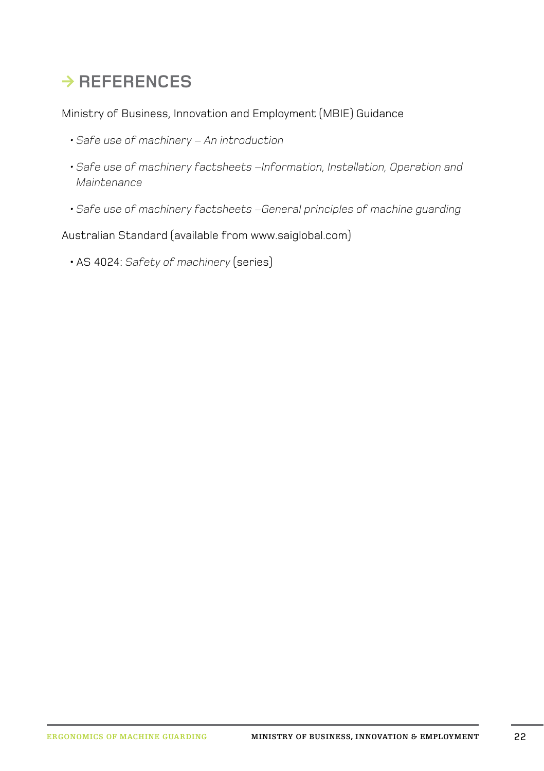## → REFERENCES

Ministry of Business, Innovation and Employment (MBIE) Guidance

- *Safe use of machinery – An introduction*
- *Safe use of machinery factsheets –Information, Installation, Operation and Maintenance*
- *Safe use of machinery factsheets –General principles of machine guarding*

Australian Standard (available from www.saiglobal.com)

- AS 4024: *Safety of machinery* (series)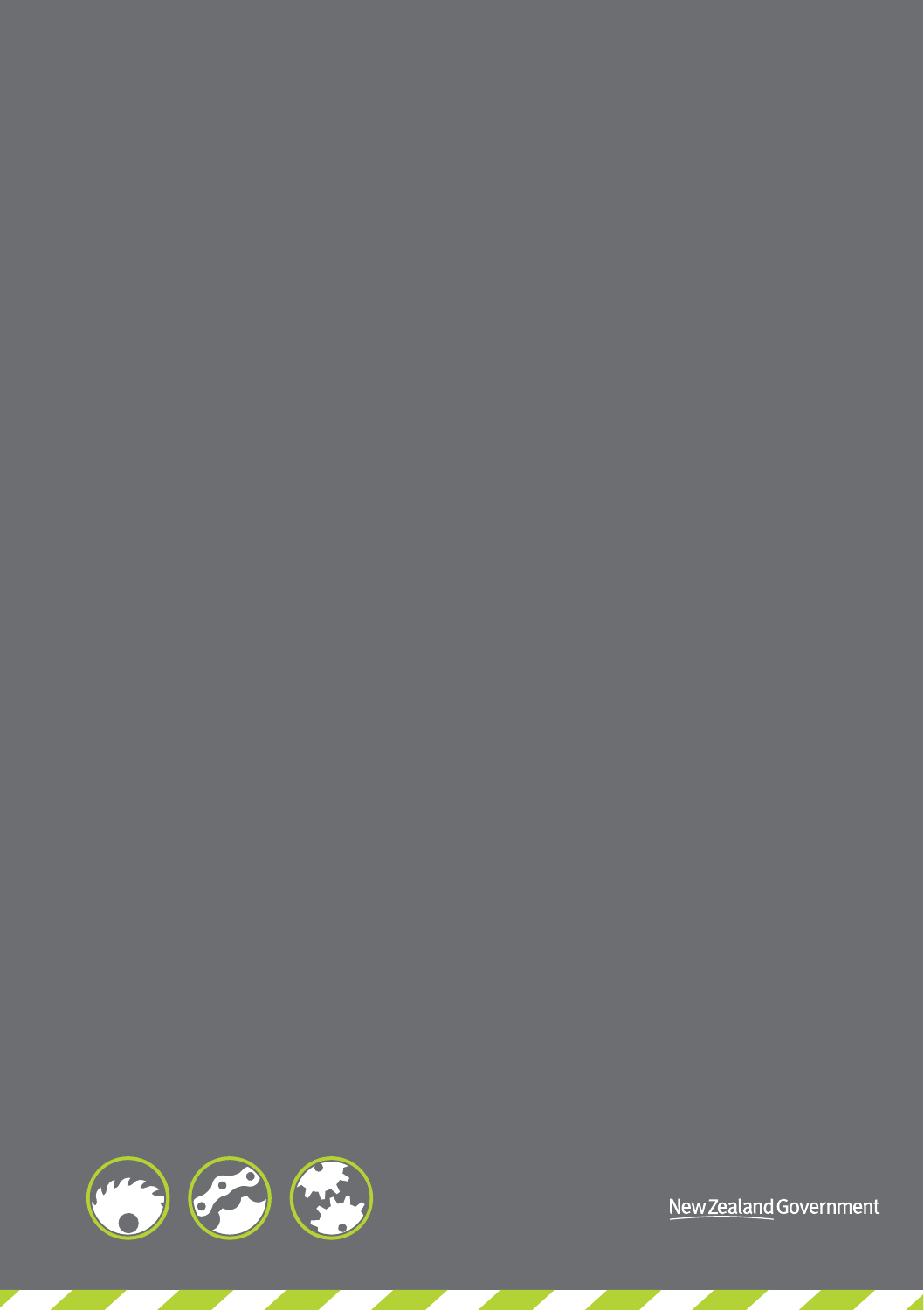New Zealand Government